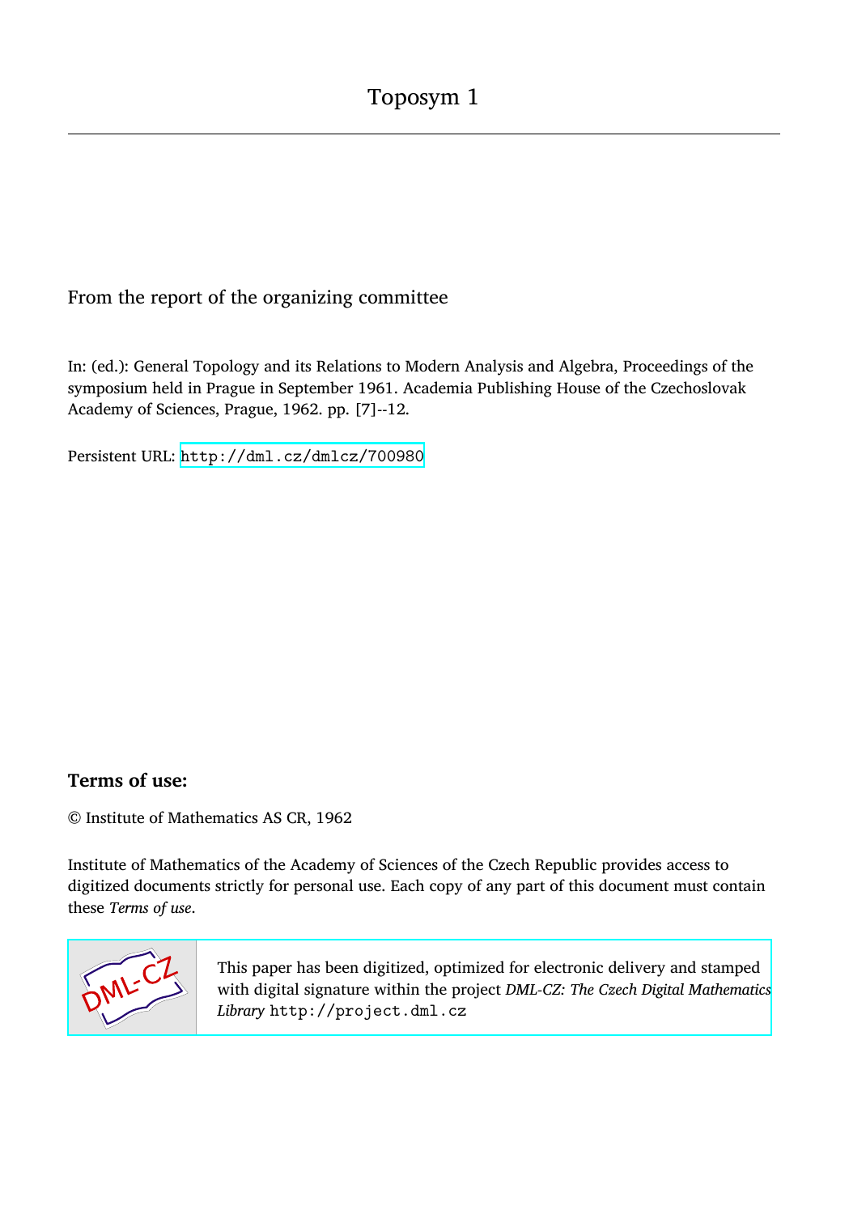# Toposym 1

## From the report of the organizing committee

In: (ed.): General Topology and its Relations to Modern Analysis and Algebra, Proceedings of the symposium held in Prague in September 1961. Academia Publishing House of the Czechoslovak Academy of Sciences, Prague, 1962. pp. [7]--12.

Persistent URL: http://dml.cz/dmlcz/700980

### Terms of use:

© Institute of Mathematics AS CR, 1962

Institute of Mathematics of the Academy of Sciences of the Czech Republic provides access to digitized documents strictly for personal use. Each copy of any part of this document must contain these *Terms of use*.

This paper has been digitized, optimized for electronic delivery and stamped with digital signature within the project *DML-CZ: The Czech Digital Mathematics Library* http://project.dml.cz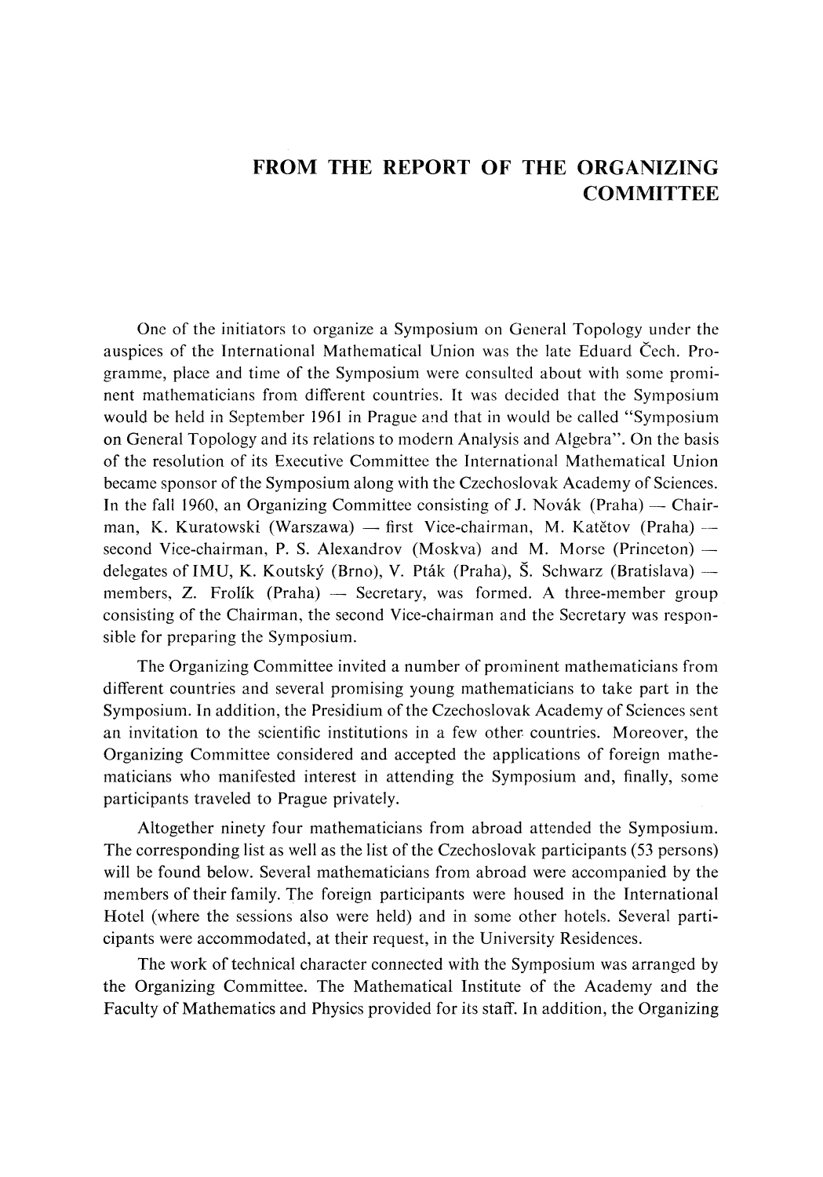# FROM THE REPORT OF THE ORGANIZING COMMITTEE

One of the initiators to organize a Symposium on General Topology under the auspices of the International Mathematical Union was the late Eduard Čech. Programme, place and time of the Symposium were consulted about with some prominent mathematicians from different countries. It was decided that the Symposium would be held in September 1961 in Prague and that in would be called "Symposium on General Topology and its relations to modern Analysis and Algebra". On the basis of the resolution of its Executive Committee the International Mathematical Union became sponsor of the Symposium along with the Czechoslovak Academy of Sciences. In the fall 1960, an Organizing Committee consisting of J. Novák (Praha) — Chairman, K. Kuratowski (Warszawa) — first Vice-chairman, M. Katětov (Praha) — second Vice-chairman, P. S. Alexandrov (Moskva) and M. Morse (Princeton) — delegates of IMU, K. Koutský (Brno), V. Pták (Praha), Š. Schwarz (Bratislava) — members, Z. Frolík (Praha) — Secretary, was formed. A three-member group consisting of the Chairman, the second Vice-chairman and the Secretary was responsible for preparing the Symposium.

The Organizing Committee invited a number of prominent mathematicians from different countries and several promising young mathematicians to take part in the Symposium. In addition, the Presidium of the Czechoslovak Academy of Sciences sent an invitation to the scientific institutions in a few other countries. Moreover, the Organizing Committee considered and accepted the applications of foreign mathematicians who manifested interest in attending the Symposium and, finally, some participants traveled to Prague privately.

Altogether ninety four mathematicians from abroad attended the Symposium. The corresponding list as well as the list of the Czechoslovak participants (53 persons) will be found below. Several mathematicians from abroad were accompanied by the members of their family. The foreign participants were housed in the International Hotel (where the sessions also were held) and in some other hotels. Several participants were accommodated, at their request, in the University Residences.

The work of technical character connected with the Symposium was arranged by the Organizing Committee. The Mathematical Institute of the Academy and the Faculty of Mathematics and Physics provided for its staff. In addition, the Organizing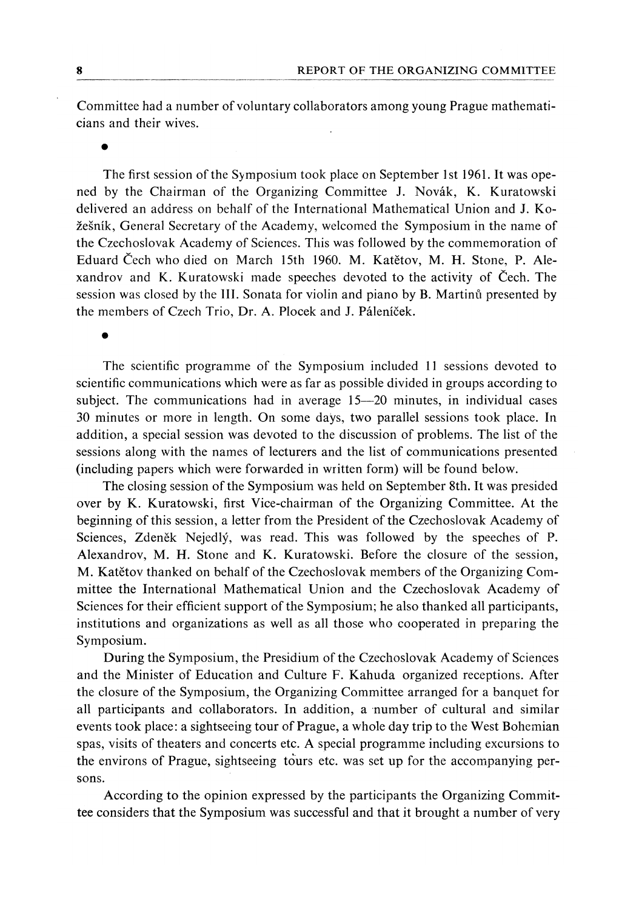Committee had a number of voluntary collaborators among young Prague mathematicians and their wives.

•

The first session of the Symposium took place on September 1st 1961. It was opened by the Chairman of the Organizing Committee J. Novák, K. Kuratowski delivered an address on behalf of the International Mathematical Union and J. Kožešník, General Secretary of the Academy, welcomed the Symposium in the name of the Czechoslovak Academy of Sciences. This was followed by the commemoration of Eduard Čech who died on March 15th 1960. M. Katětov, M. H. Stone, P. Alexandrov and K. Kuratowski made speeches devoted to the activity of Čech. The session was closed by the III. Sonata for violin and piano by B. Martinů presented by the members of Czech Trio, Dr. A. Plocek and J. Páleníček.

•

The scientific programme of the Symposium included 11 sessions devoted to scientific communications which were as far as possible divided in groups according to subject. The communications had in average 15—20 minutes, in individual cases 30 minutes or more in length. On some days, two parallel sessions took place. In addition, a special session was devoted to the discussion of problems. The list of the sessions along with the names of lecturers and the list of communications presented (including papers which were forwarded in written form) will be found below.

The closing session of the Symposium was held on September 8th. It was presided over by K. Kuratowski, first Vice-chairman of the Organizing Committee. At the beginning of this session, a letter from the President of the Czechoslovak Academy of Sciences, Zdeněk Nejedlý, was read. This was followed by the speeches of P. Alexandrov, M. H. Stone and K. Kuratowski. Before the closure of the session, M. Katětov thanked on behalf of the Czechoslovak members of the Organizing Committee the International Mathematical Union and the Czechoslovak Academy of Sciences for their efficient support of the Symposium; he also thanked all participants, institutions and organizations as well as all those who cooperated in preparing the Symposium.

During the Symposium, the Presidium of the Czechoslovak Academy of Sciences and the Minister of Education and Culture F. Kahuda organized receptions. After the closure of the Symposium, the Organizing Committee arranged for a banquet for all participants and collaborators. In addition, a number of cultural and similar events took place: a sightseeing tour of Prague, a whole day trip to the West Bohemian spas, visits of theaters and concerts etc. A special programme including excursions to the environs of Prague, sightseeing tours etc. was set up for the accompanying persons.

According to the opinion expressed by the participants the Organizing Committee considers that the Symposium was successful and that it brought a number of very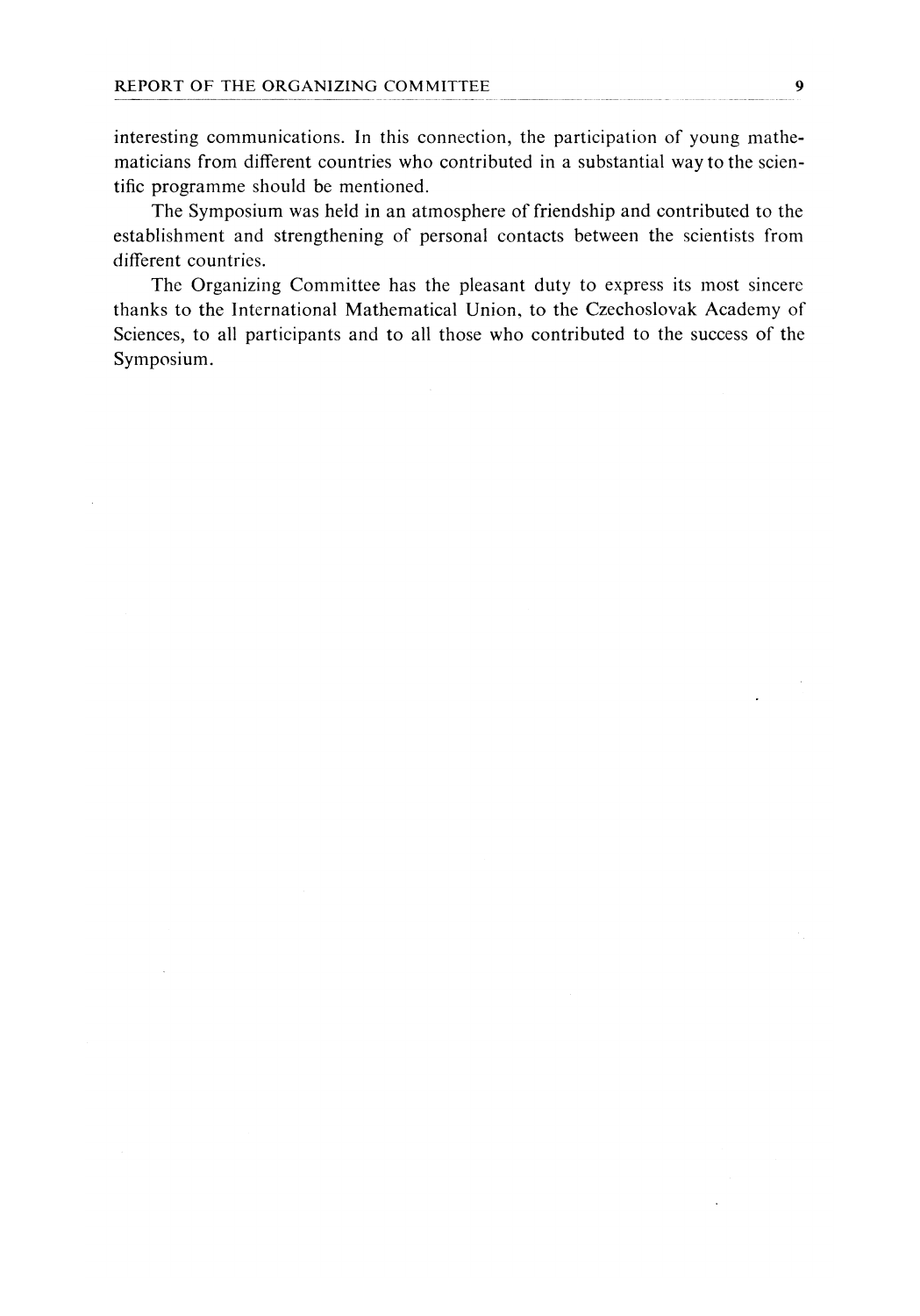interesting communications. In this connection, the participation of young mathematicians from different countries who contributed in a substantial way to the scientific programme should be mentioned.

The Symposium was held in an atmosphere of friendship and contributed to the establishment and strengthening of personal contacts between the scientists from different countries.

The Organizing Committee has the pleasant duty to express its most sincere thanks to the International Mathematical Union, to the Czechoslovak Academy of Sciences, to all participants and to all those who contributed to the success of the Symposium.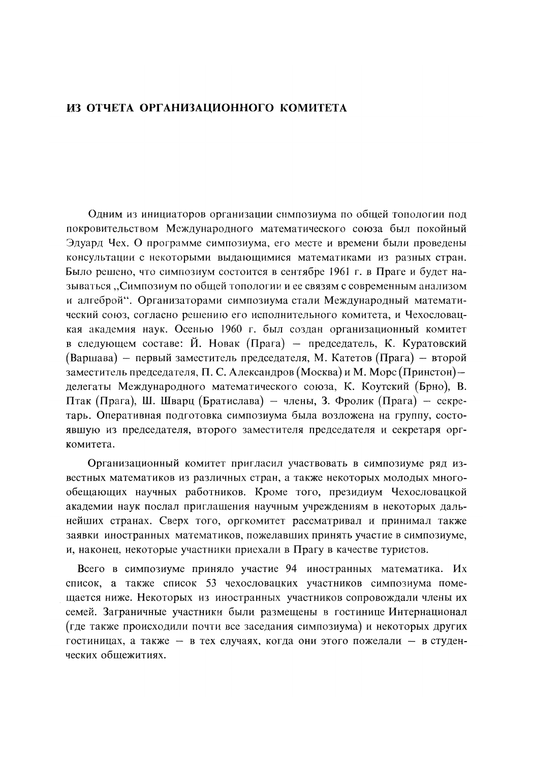## ИЗ ОТЧЕТА ОРГАНИЗАЦИОННОГО КОМИТЕТА

Одним из инициаторов организации симпозиума по общей топологии под покровительством Международного математического союза был покойный Эдуард Чех. О программе симпозиума, его месте и времени были проведены консультации с некоторыми выдающимися математиками из разных стран. Было решено, что симпозиум состоится в сентябре 1961 г. в Праге и будет называться „Симпозиум по общей топологии и ее связям с современным анализом и алгеброй". Организаторами симпозиума стали Международный математический союз, согласно решению его исполнительного комитета, и Чехословацкая академия наук. Осенью 1960 г. был создан организационный комитет в следующем составе: Й. Новак (Прага) — председатель, К. Куратовский (Варшава) — первый заместитель председателя, М. Катетов (Прага) — второй заместитель председателя, П. С. Александров (Москва) и М. Морс (Принстон) — делегаты Международного математического союза, К. Коутский (Брно), В. Птак (Прага), Ш. Шварц (Братислава) — члены, З. Фролик (Прага) — секретарь. Оперативная подготовка симпозиума была возложена на группу, состоявшую из председателя, второго заместителя председателя и секретаря оргкомитета.

Организационный комитет пригласил участвовать в симпозиуме ряд известных математиков из различных стран, а также некоторых молодых многообещающих научных работников. Кроме того, президиум Чехословацкой академии наук послал приглашения научным учреждениям в некоторых дальнейших странах. Сверх того, оргкомитет рассматривал и принимал также заявки иностранных математиков, пожелавших принять участие в симпозиуме, и, наконец, некоторые участники приехали в Прагу в качестве туристов.

Всего в симпозиуме приняло участие 94 иностранных математика. Их список, а также список 53 чехословацких участников симпозиума помещается ниже. Некоторых из иностранных участников сопровождали члены их семей. Заграничные участники были размещены в гостинице Интернационал (где также происходили почти все заседания симпозиума) и некоторых других гостиницах, а также — в тех случаях, когда они этого пожелали — в студенческих общежитиях.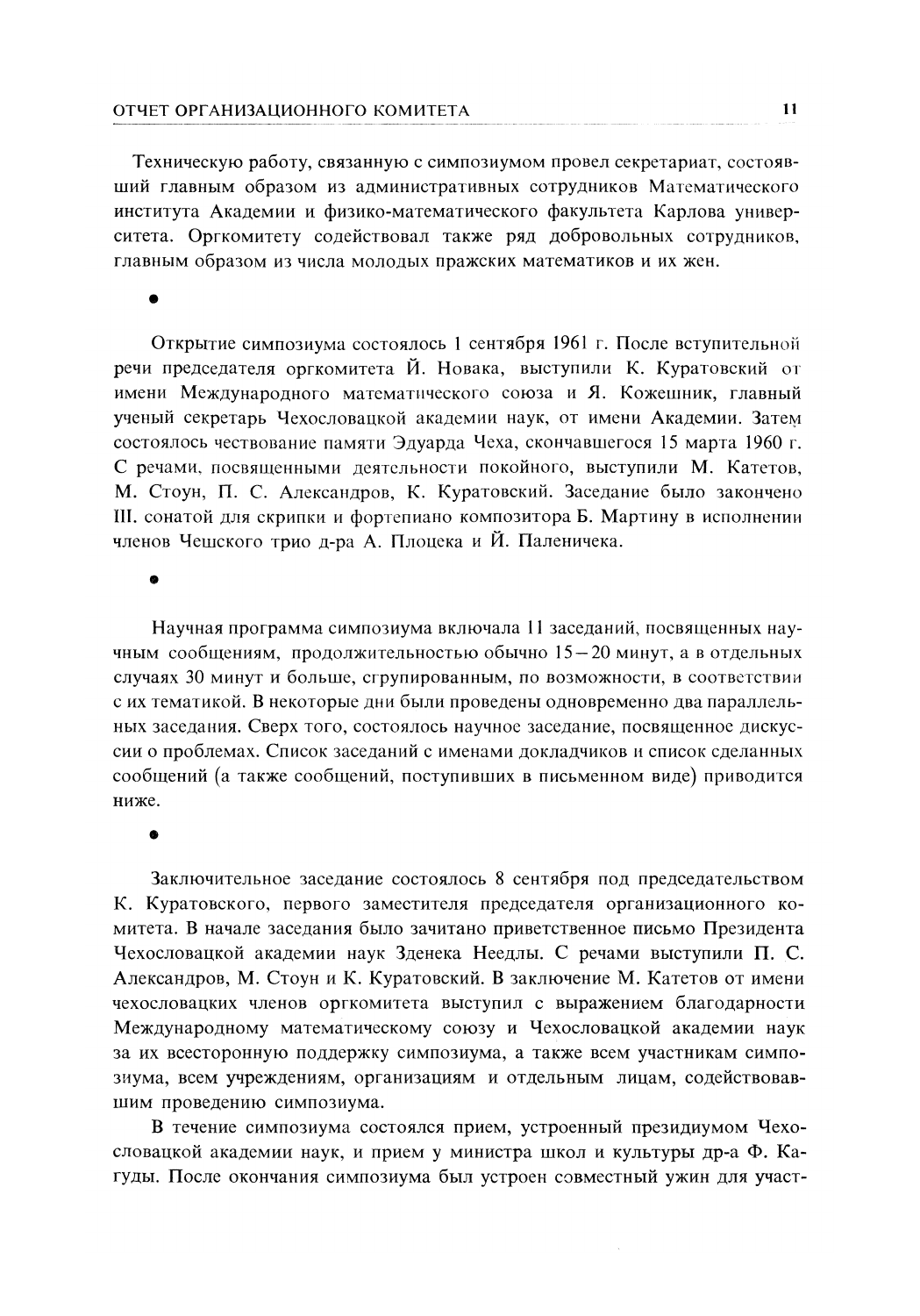Техническую работу, связанную с симпозиумом провел секретариат, состоявший главным образом из административных сотрудников Математического института Академии и физико-математического факультета Карлова университета. Оргкомитету содействовал также ряд добровольных сотрудников, главным образом из числа молодых пражских математиков и их жен.

•

Открытие симпозиума состоялось 1 сентября 1961 г. После вступительной речи председателя оргкомитета Й. Новака, выступили К. Куратовский от имени Международного математического союза и Я. Кожешник, главный ученый секретарь Чехословацкой академии наук, от имени Академии. Затем состоялось чествование памяти Эдуарда Чеха, скончавшегося 15 марта 1960 г. С речами, посвященными деятельности покойного, выступили М. Катетов, М. Стоун, П. С. Александров, К. Куратовский. Заседание было закончено III. сонатой для скрипки и фортепиано композитора Б. Мартину в исполнении членов Чешского трио д-ра А. Плоцека и Й. Паленичека.

•

Научная программа симпозиума включала 11 заседаний, посвященных научным сообщениям, продолжительностью обычно 15–20 минут, а в отдельных случаях 30 минут и больше, сгрупированным, по возможности, в соответствии с их тематикой. В некоторые дни были проведены одновременно два параллельных заседания. Сверх того, состоялось научное заседание, посвященное дискуссии о проблемах. Список заседаний с именами докладчиков и список сделанных сообщений (а также сообщений, поступивших в письменном виде) приводится ниже.

•

Заключительное заседание состоялось 8 сентября под председательством К. Куратовского, первого заместителя председателя организационного комитета. В начале заседания было зачитано приветственное письмо Президента Чехословацкой академии наук Зденека Неедлы. С речами выступили П. С. Александров, М. Стоун и К. Куратовский. В заключение М. Катетов от имени чехословацких членов оргкомитета выступил с выражением благодарности Международному математическому союзу и Чехословацкой академии наук за их всестороннюю поддержку симпозиума, а также всем участникам симпозиума, всем учреждениям, организациям и отдельным лицам, содействовавшим проведению симпозиума.

В течение симпозиума состоялся прием, устроенный президиумом Чехословацкой академии наук, и прием у министра школ и культуры др-а Ф. Кагуды. После окончания симпозиума был устроен совместный ужин для участ-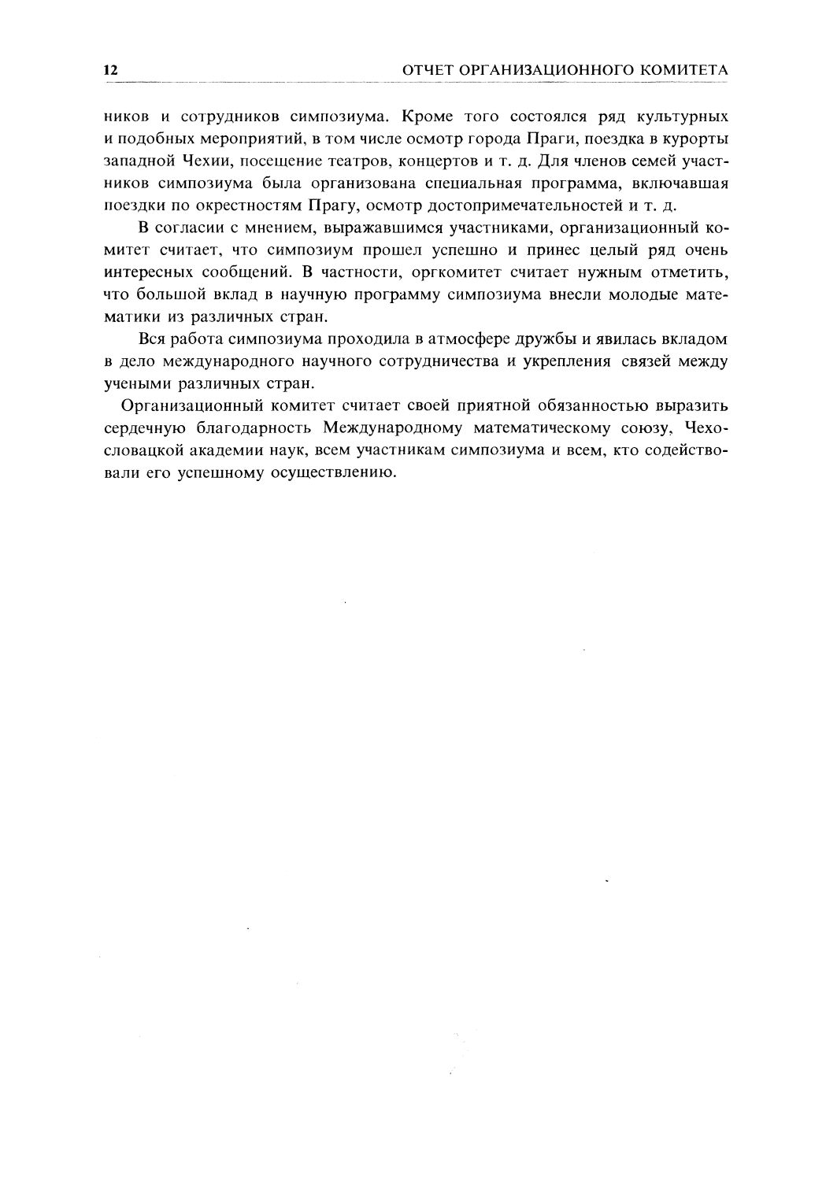ников и сотрудников симпозиума. Кроме того состоялся ряд культурных и подобных мероприятий, в том числе осмотр города Праги, поездка в курорты западной Чехии, посещение театров, концертов и т. д. Для членов семей участников симпозиума была организована специальная программа, включавшая поездки по окрестностям Прагу, осмотр достопримечательностей и т. д.

В согласии с мнением, выражавшимся участниками, организационный комитет считает, что симпозиум прошел успешно и принес целый ряд очень интересных сообщений. В частности, оргкомитет считает нужным отметить, что большой вклад в научную программу симпозиума внесли молодые математики из различных стран.

Вся работа симпозиума проходила в атмосфере дружбы и явилась вкладом в дело международного научного сотрудничества и укрепления связей между учеными различных стран.

Организационный комитет считает своей приятной обязанностью выразить сердечную благодарность Международному математическому союзу, Чехословацкой академии наук, всем участникам симпозиума и всем, кто содействовали его успешному осуществлению.